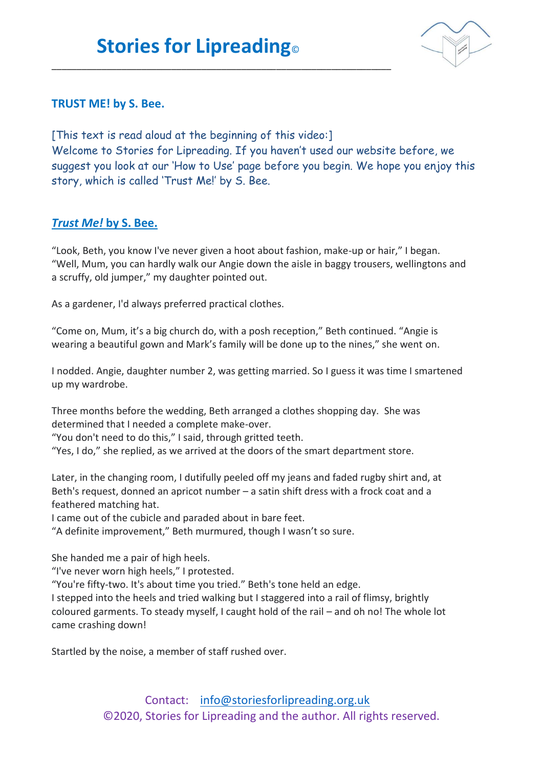# Stories for Lipreading©

**TRUST ME! by S. Bee.**

[This text is read aloud at the beginning of this video:]
Welcome to Stories for Lipreading. If you haven't used our website before, we suggest you look at our 'How to Use' page before you begin. We hope you enjoy this story, which is called 'Trust Me!' by S. Bee.

## *Trust Me!* by S. Bee.

"Look, Beth, you know I've never given a hoot about fashion, make-up or hair," I began.
"Well, Mum, you can hardly walk our Angie down the aisle in baggy trousers, wellingtons and a scruffy, old jumper," my daughter pointed out.

As a gardener, I'd always preferred practical clothes.

"Come on, Mum, it's a big church do, with a posh reception," Beth continued. "Angie is wearing a beautiful gown and Mark's family will be done up to the nines," she went on.

I nodded. Angie, daughter number 2, was getting married. So I guess it was time I smartened up my wardrobe.

Three months before the wedding, Beth arranged a clothes shopping day. She was determined that I needed a complete make-over.
"You don't need to do this," I said, through gritted teeth.
"Yes, I do," she replied, as we arrived at the doors of the smart department store.

Later, in the changing room, I dutifully peeled off my jeans and faded rugby shirt and, at Beth's request, donned an apricot number – a satin shift dress with a frock coat and a feathered matching hat.
I came out of the cubicle and paraded about in bare feet.
"A definite improvement," Beth murmured, though I wasn't so sure.

She handed me a pair of high heels.
"I've never worn high heels," I protested.
"You're fifty-two. It's about time you tried." Beth's tone held an edge.
I stepped into the heels and tried walking but I staggered into a rail of flimsy, brightly coloured garments. To steady myself, I caught hold of the rail – and oh no! The whole lot came crashing down!

Startled by the noise, a member of staff rushed over.

Contact: info@storiesforlipreading.org.uk
©2020, Stories for Lipreading and the author. All rights reserved.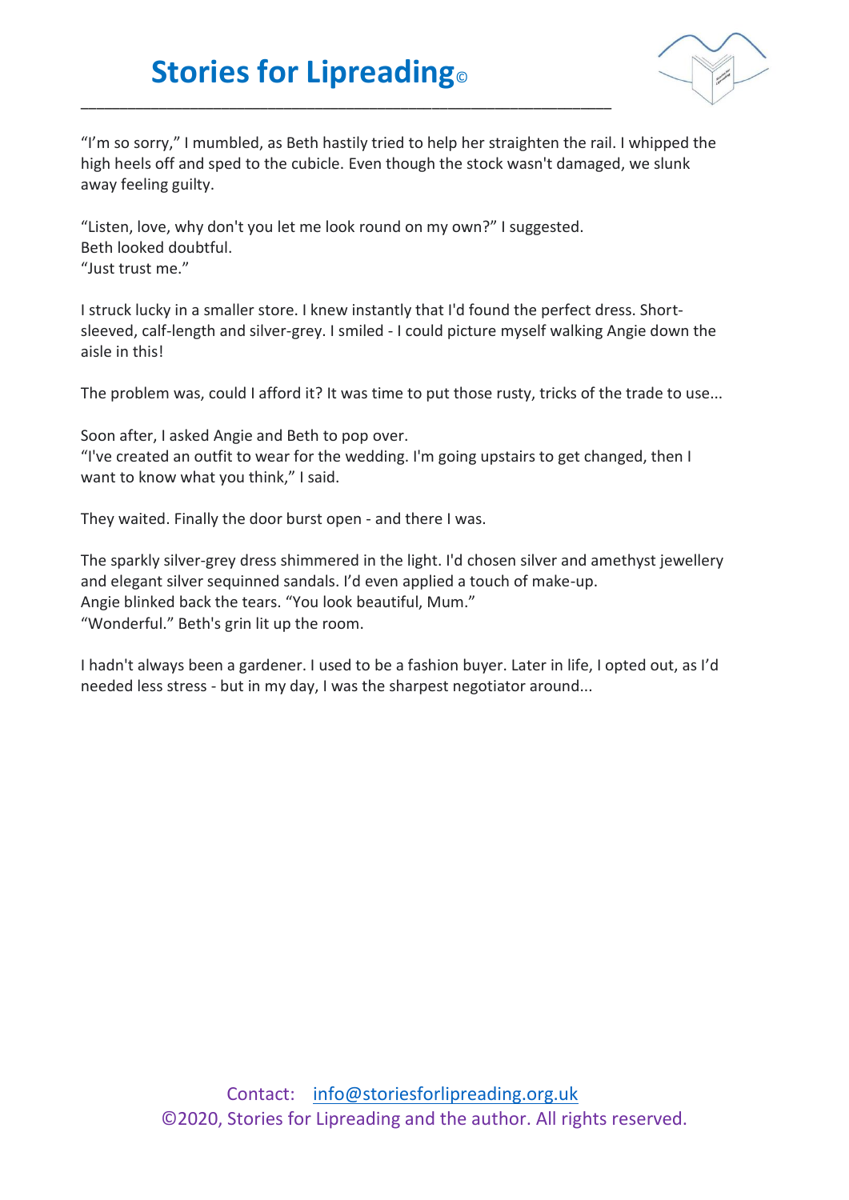“I’m so sorry,” I mumbled, as Beth hastily tried to help her straighten the rail. I whipped the high heels off and sped to the cubicle. Even though the stock wasn't damaged, we slunk away feeling guilty.

“Listen, love, why don't you let me look round on my own?” I suggested.
Beth looked doubtful.
“Just trust me.”

I struck lucky in a smaller store. I knew instantly that I'd found the perfect dress. Short-sleeved, calf-length and silver-grey. I smiled - I could picture myself walking Angie down the aisle in this!

The problem was, could I afford it? It was time to put those rusty, tricks of the trade to use...

Soon after, I asked Angie and Beth to pop over.
“I've created an outfit to wear for the wedding. I'm going upstairs to get changed, then I want to know what you think,” I said.

They waited. Finally the door burst open - and there I was.

The sparkly silver-grey dress shimmered in the light. I'd chosen silver and amethyst jewellery and elegant silver sequinned sandals. I’d even applied a touch of make-up.
Angie blinked back the tears. “You look beautiful, Mum.”
“Wonderful.” Beth's grin lit up the room.

I hadn't always been a gardener. I used to be a fashion buyer. Later in life, I opted out, as I’d needed less stress - but in my day, I was the sharpest negotiator around...